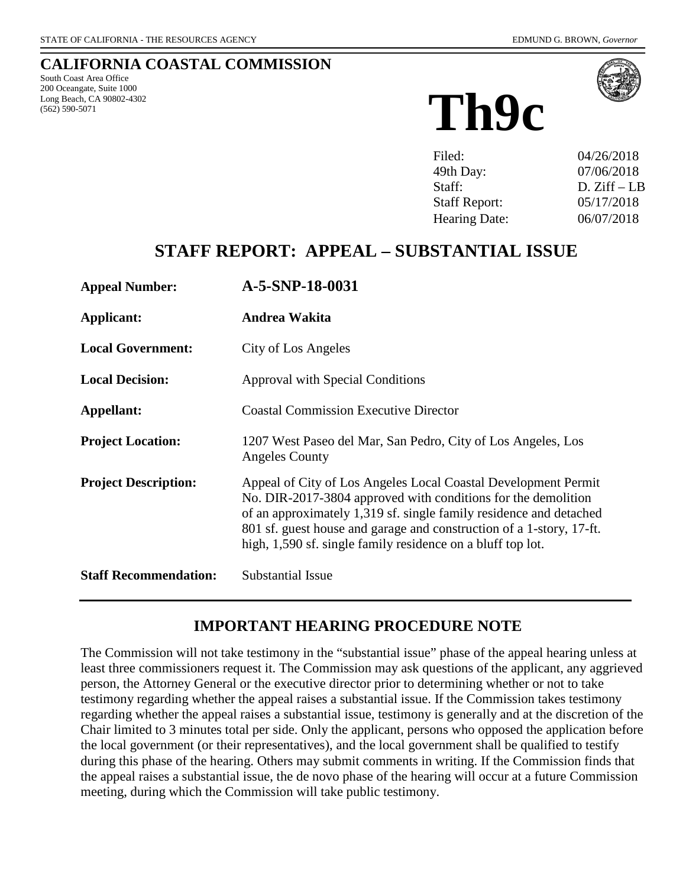STATE OF CALIFORNIA - THE RESOURCES AGENCY — EDMUND G. BROWN, *Governor*

# CALIFORNIA COASTAL COMMISSION

South Coast Area Office
200 Oceangate, Suite 1000
Long Beach, CA 90802-4302
(562) 590-5071

# Th9c

| | |
|---|---|
| Filed: | 04/26/2018 |
| 49th Day: | 07/06/2018 |
| Staff: | D. Ziff – LB |
| Staff Report: | 05/17/2018 |
| Hearing Date: | 06/07/2018 |

## STAFF REPORT: APPEAL – SUBSTANTIAL ISSUE

**Appeal Number:** **A-5-SNP-18-0031**

**Applicant:** **Andrea Wakita**

**Local Government:** City of Los Angeles

**Local Decision:** Approval with Special Conditions

**Appellant:** Coastal Commission Executive Director

**Project Location:** 1207 West Paseo del Mar, San Pedro, City of Los Angeles, Los Angeles County

**Project Description:** Appeal of City of Los Angeles Local Coastal Development Permit No. DIR-2017-3804 approved with conditions for the demolition of an approximately 1,319 sf. single family residence and detached 801 sf. guest house and garage and construction of a 1-story, 17-ft. high, 1,590 sf. single family residence on a bluff top lot.

**Staff Recommendation:** Substantial Issue

---

## IMPORTANT HEARING PROCEDURE NOTE

The Commission will not take testimony in the "substantial issue" phase of the appeal hearing unless at least three commissioners request it. The Commission may ask questions of the applicant, any aggrieved person, the Attorney General or the executive director prior to determining whether or not to take testimony regarding whether the appeal raises a substantial issue. If the Commission takes testimony regarding whether the appeal raises a substantial issue, testimony is generally and at the discretion of the Chair limited to 3 minutes total per side. Only the applicant, persons who opposed the application before the local government (or their representatives), and the local government shall be qualified to testify during this phase of the hearing. Others may submit comments in writing. If the Commission finds that the appeal raises a substantial issue, the de novo phase of the hearing will occur at a future Commission meeting, during which the Commission will take public testimony.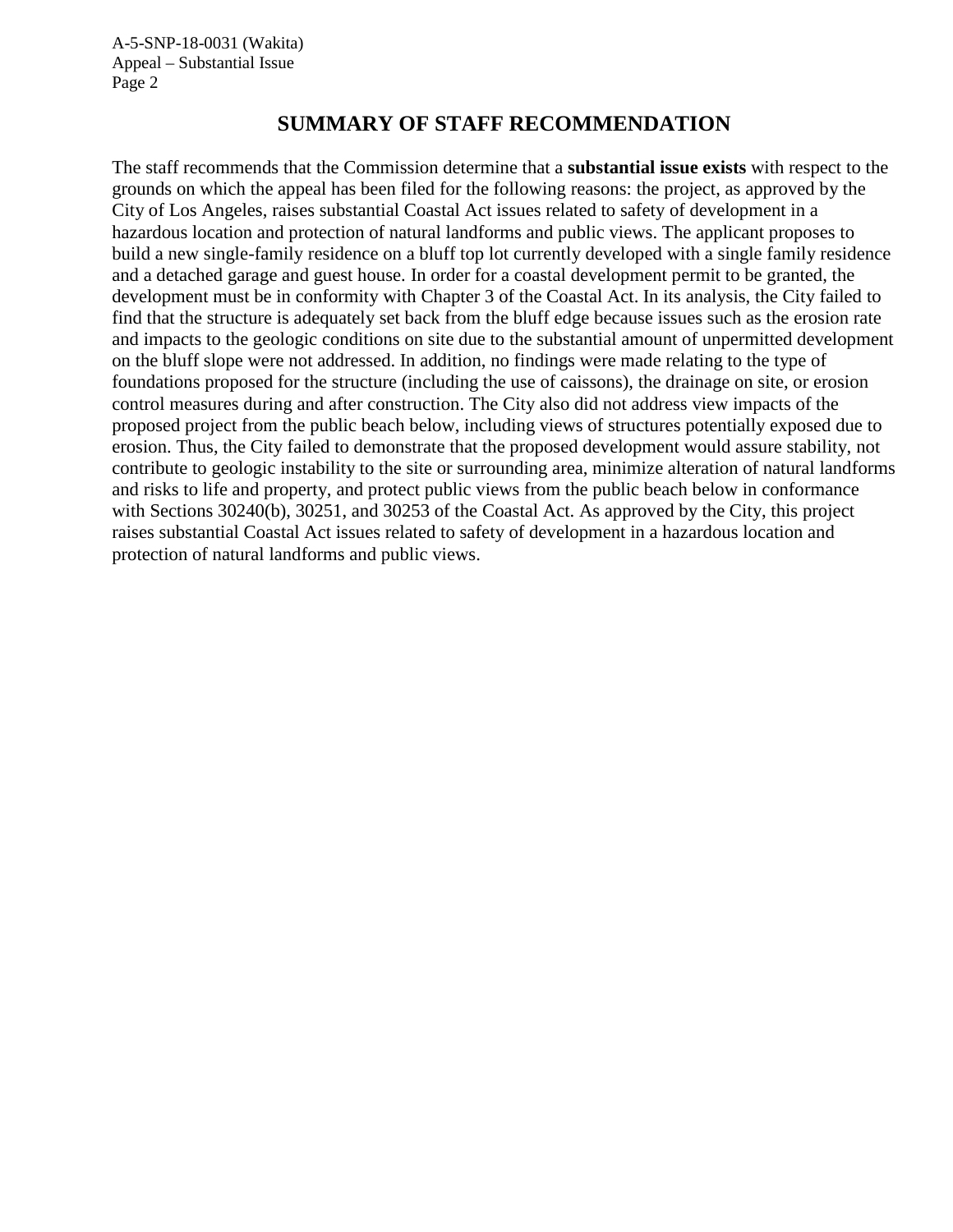## SUMMARY OF STAFF RECOMMENDATION

The staff recommends that the Commission determine that a **substantial issue exists** with respect to the grounds on which the appeal has been filed for the following reasons: the project, as approved by the City of Los Angeles, raises substantial Coastal Act issues related to safety of development in a hazardous location and protection of natural landforms and public views. The applicant proposes to build a new single-family residence on a bluff top lot currently developed with a single family residence and a detached garage and guest house. In order for a coastal development permit to be granted, the development must be in conformity with Chapter 3 of the Coastal Act. In its analysis, the City failed to find that the structure is adequately set back from the bluff edge because issues such as the erosion rate and impacts to the geologic conditions on site due to the substantial amount of unpermitted development on the bluff slope were not addressed. In addition, no findings were made relating to the type of foundations proposed for the structure (including the use of caissons), the drainage on site, or erosion control measures during and after construction. The City also did not address view impacts of the proposed project from the public beach below, including views of structures potentially exposed due to erosion. Thus, the City failed to demonstrate that the proposed development would assure stability, not contribute to geologic instability to the site or surrounding area, minimize alteration of natural landforms and risks to life and property, and protect public views from the public beach below in conformance with Sections 30240(b), 30251, and 30253 of the Coastal Act. As approved by the City, this project raises substantial Coastal Act issues related to safety of development in a hazardous location and protection of natural landforms and public views.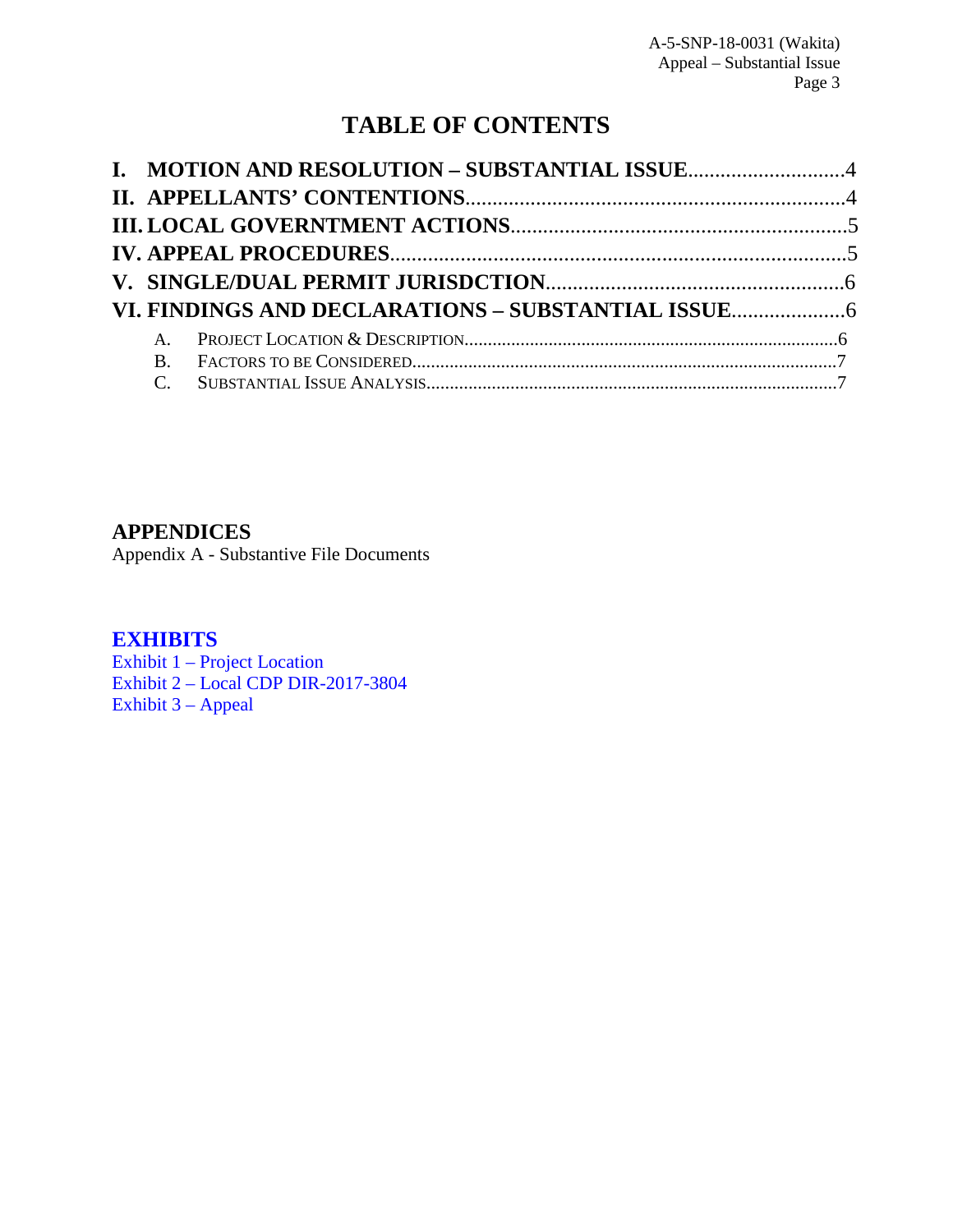# TABLE OF CONTENTS

**I. MOTION AND RESOLUTION – SUBSTANTIAL ISSUE**.............................4
**II. APPELLANTS' CONTENTIONS**......................................................................4
**III. LOCAL GOVERNTMENT ACTIONS**..............................................................5
**IV. APPEAL PROCEDURES**....................................................................................5
**V. SINGLE/DUAL PERMIT JURISDCTION**.......................................................6
**VI. FINDINGS AND DECLARATIONS – SUBSTANTIAL ISSUE**.....................6

- A. PROJECT LOCATION & DESCRIPTION...............................................................................6
- B. FACTORS TO BE CONSIDERED..........................................................................................7
- C. SUBSTANTIAL ISSUE ANALYSIS.......................................................................................7

## APPENDICES

Appendix A - Substantive File Documents

## EXHIBITS

Exhibit 1 – Project Location
Exhibit 2 – Local CDP DIR-2017-3804
Exhibit 3 – Appeal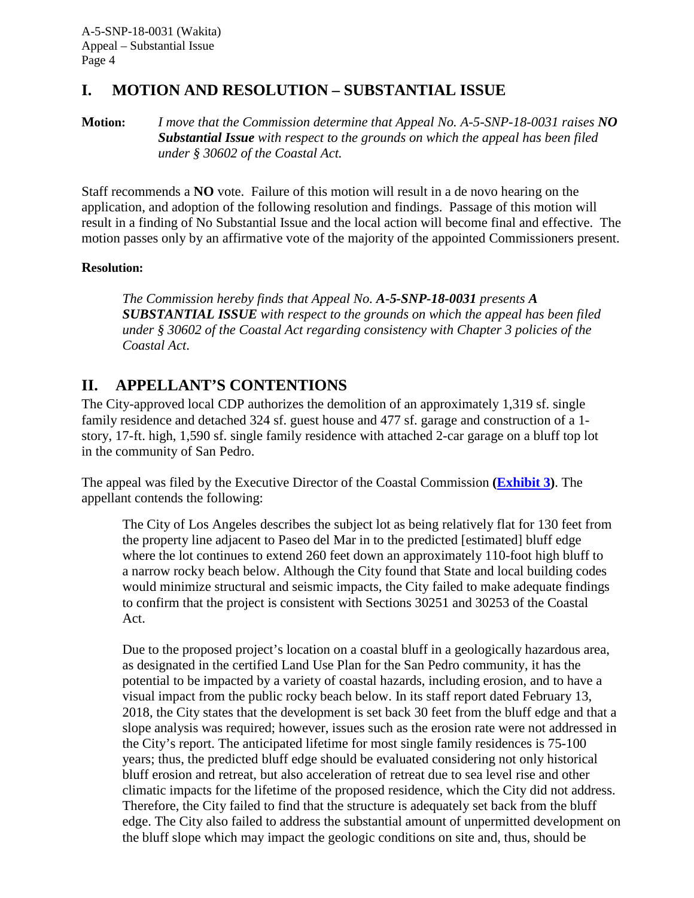## I. MOTION AND RESOLUTION – SUBSTANTIAL ISSUE

**Motion:** *I move that the Commission determine that Appeal No. A-5-SNP-18-0031 raises **NO Substantial Issue** with respect to the grounds on which the appeal has been filed under § 30602 of the Coastal Act.*

Staff recommends a **NO** vote. Failure of this motion will result in a de novo hearing on the application, and adoption of the following resolution and findings. Passage of this motion will result in a finding of No Substantial Issue and the local action will become final and effective. The motion passes only by an affirmative vote of the majority of the appointed Commissioners present.

**Resolution:**

> *The Commission hereby finds that Appeal No. **A-5-SNP-18-0031** presents **A SUBSTANTIAL ISSUE** with respect to the grounds on which the appeal has been filed under § 30602 of the Coastal Act regarding consistency with Chapter 3 policies of the Coastal Act.*

## II. APPELLANT'S CONTENTIONS

The City-approved local CDP authorizes the demolition of an approximately 1,319 sf. single family residence and detached 324 sf. guest house and 477 sf. garage and construction of a 1-story, 17-ft. high, 1,590 sf. single family residence with attached 2-car garage on a bluff top lot in the community of San Pedro.

The appeal was filed by the Executive Director of the Coastal Commission **(Exhibit 3)**. The appellant contends the following:

> The City of Los Angeles describes the subject lot as being relatively flat for 130 feet from the property line adjacent to Paseo del Mar in to the predicted [estimated] bluff edge where the lot continues to extend 260 feet down an approximately 110-foot high bluff to a narrow rocky beach below. Although the City found that State and local building codes would minimize structural and seismic impacts, the City failed to make adequate findings to confirm that the project is consistent with Sections 30251 and 30253 of the Coastal Act.
>
> Due to the proposed project's location on a coastal bluff in a geologically hazardous area, as designated in the certified Land Use Plan for the San Pedro community, it has the potential to be impacted by a variety of coastal hazards, including erosion, and to have a visual impact from the public rocky beach below. In its staff report dated February 13, 2018, the City states that the development is set back 30 feet from the bluff edge and that a slope analysis was required; however, issues such as the erosion rate were not addressed in the City's report. The anticipated lifetime for most single family residences is 75-100 years; thus, the predicted bluff edge should be evaluated considering not only historical bluff erosion and retreat, but also acceleration of retreat due to sea level rise and other climatic impacts for the lifetime of the proposed residence, which the City did not address. Therefore, the City failed to find that the structure is adequately set back from the bluff edge. The City also failed to address the substantial amount of unpermitted development on the bluff slope which may impact the geologic conditions on site and, thus, should be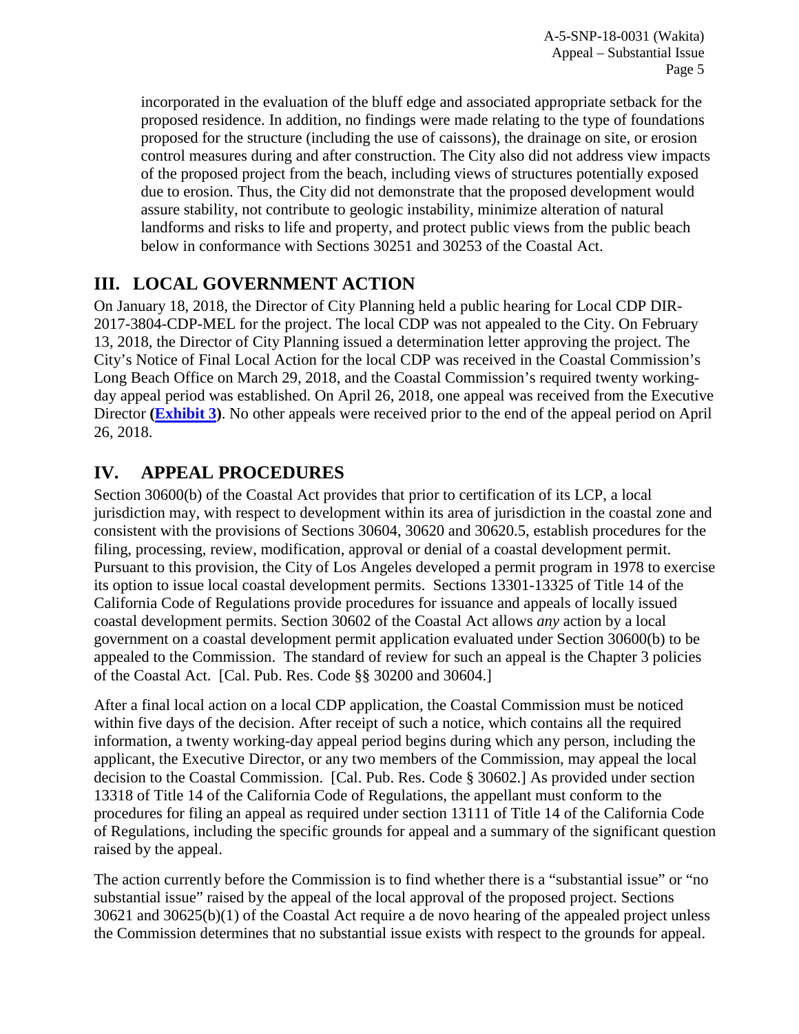incorporated in the evaluation of the bluff edge and associated appropriate setback for the proposed residence. In addition, no findings were made relating to the type of foundations proposed for the structure (including the use of caissons), the drainage on site, or erosion control measures during and after construction. The City also did not address view impacts of the proposed project from the beach, including views of structures potentially exposed due to erosion. Thus, the City did not demonstrate that the proposed development would assure stability, not contribute to geologic instability, minimize alteration of natural landforms and risks to life and property, and protect public views from the public beach below in conformance with Sections 30251 and 30253 of the Coastal Act.

## III. LOCAL GOVERNMENT ACTION

On January 18, 2018, the Director of City Planning held a public hearing for Local CDP DIR-2017-3804-CDP-MEL for the project. The local CDP was not appealed to the City. On February 13, 2018, the Director of City Planning issued a determination letter approving the project. The City's Notice of Final Local Action for the local CDP was received in the Coastal Commission's Long Beach Office on March 29, 2018, and the Coastal Commission's required twenty working-day appeal period was established. On April 26, 2018, one appeal was received from the Executive Director **(Exhibit 3)**. No other appeals were received prior to the end of the appeal period on April 26, 2018.

## IV. APPEAL PROCEDURES

Section 30600(b) of the Coastal Act provides that prior to certification of its LCP, a local jurisdiction may, with respect to development within its area of jurisdiction in the coastal zone and consistent with the provisions of Sections 30604, 30620 and 30620.5, establish procedures for the filing, processing, review, modification, approval or denial of a coastal development permit. Pursuant to this provision, the City of Los Angeles developed a permit program in 1978 to exercise its option to issue local coastal development permits. Sections 13301-13325 of Title 14 of the California Code of Regulations provide procedures for issuance and appeals of locally issued coastal development permits. Section 30602 of the Coastal Act allows *any* action by a local government on a coastal development permit application evaluated under Section 30600(b) to be appealed to the Commission. The standard of review for such an appeal is the Chapter 3 policies of the Coastal Act. [Cal. Pub. Res. Code §§ 30200 and 30604.]

After a final local action on a local CDP application, the Coastal Commission must be noticed within five days of the decision. After receipt of such a notice, which contains all the required information, a twenty working-day appeal period begins during which any person, including the applicant, the Executive Director, or any two members of the Commission, may appeal the local decision to the Coastal Commission. [Cal. Pub. Res. Code § 30602.] As provided under section 13318 of Title 14 of the California Code of Regulations, the appellant must conform to the procedures for filing an appeal as required under section 13111 of Title 14 of the California Code of Regulations, including the specific grounds for appeal and a summary of the significant question raised by the appeal.

The action currently before the Commission is to find whether there is a "substantial issue" or "no substantial issue" raised by the appeal of the local approval of the proposed project. Sections 30621 and 30625(b)(1) of the Coastal Act require a de novo hearing of the appealed project unless the Commission determines that no substantial issue exists with respect to the grounds for appeal.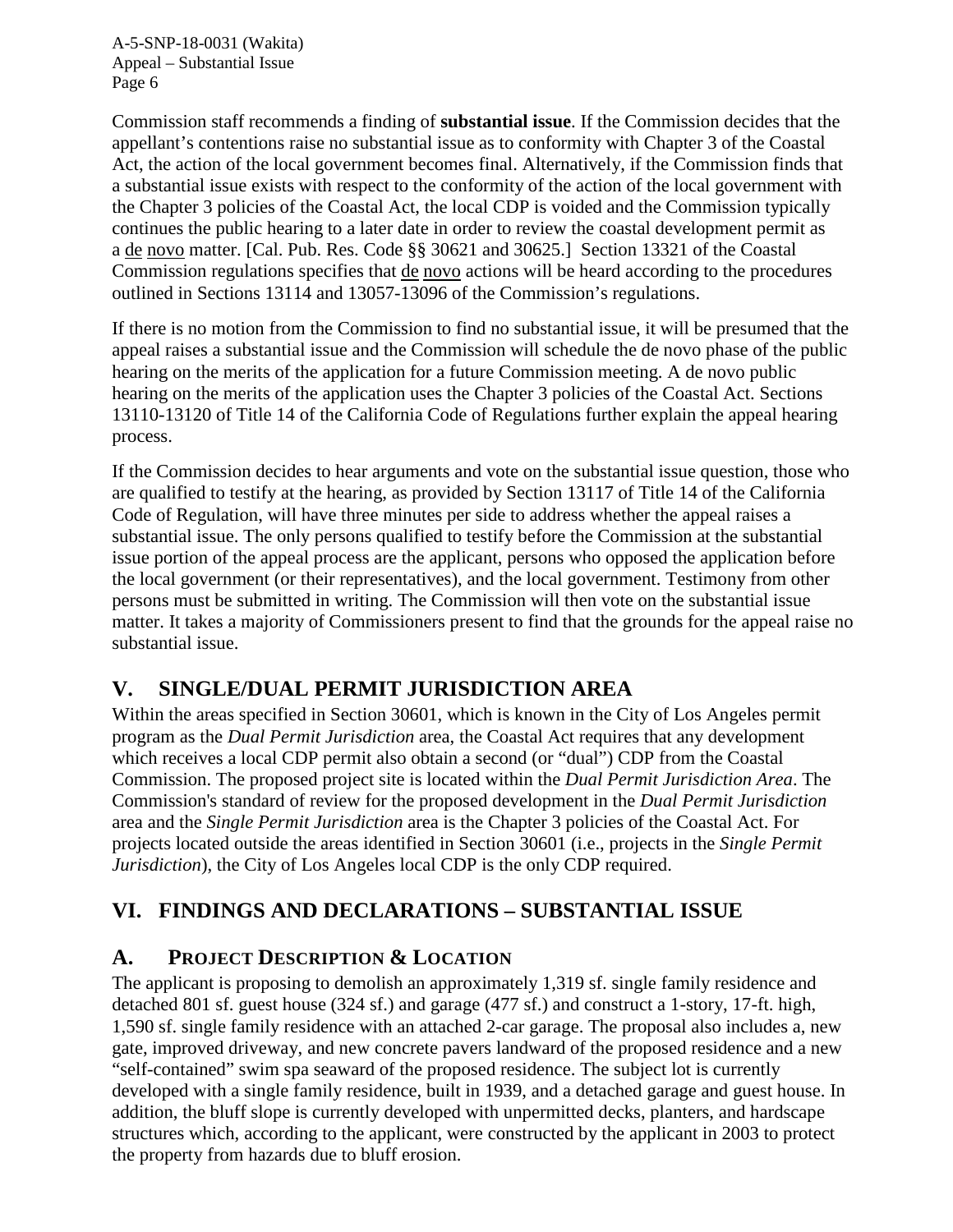Commission staff recommends a finding of **substantial issue**. If the Commission decides that the appellant's contentions raise no substantial issue as to conformity with Chapter 3 of the Coastal Act, the action of the local government becomes final. Alternatively, if the Commission finds that a substantial issue exists with respect to the conformity of the action of the local government with the Chapter 3 policies of the Coastal Act, the local CDP is voided and the Commission typically continues the public hearing to a later date in order to review the coastal development permit as a de novo matter. [Cal. Pub. Res. Code §§ 30621 and 30625.] Section 13321 of the Coastal Commission regulations specifies that de novo actions will be heard according to the procedures outlined in Sections 13114 and 13057-13096 of the Commission's regulations.

If there is no motion from the Commission to find no substantial issue, it will be presumed that the appeal raises a substantial issue and the Commission will schedule the de novo phase of the public hearing on the merits of the application for a future Commission meeting. A de novo public hearing on the merits of the application uses the Chapter 3 policies of the Coastal Act. Sections 13110-13120 of Title 14 of the California Code of Regulations further explain the appeal hearing process.

If the Commission decides to hear arguments and vote on the substantial issue question, those who are qualified to testify at the hearing, as provided by Section 13117 of Title 14 of the California Code of Regulation, will have three minutes per side to address whether the appeal raises a substantial issue. The only persons qualified to testify before the Commission at the substantial issue portion of the appeal process are the applicant, persons who opposed the application before the local government (or their representatives), and the local government. Testimony from other persons must be submitted in writing. The Commission will then vote on the substantial issue matter. It takes a majority of Commissioners present to find that the grounds for the appeal raise no substantial issue.

## V. SINGLE/DUAL PERMIT JURISDICTION AREA

Within the areas specified in Section 30601, which is known in the City of Los Angeles permit program as the *Dual Permit Jurisdiction* area, the Coastal Act requires that any development which receives a local CDP permit also obtain a second (or "dual") CDP from the Coastal Commission. The proposed project site is located within the *Dual Permit Jurisdiction Area*. The Commission's standard of review for the proposed development in the *Dual Permit Jurisdiction* area and the *Single Permit Jurisdiction* area is the Chapter 3 policies of the Coastal Act. For projects located outside the areas identified in Section 30601 (i.e., projects in the *Single Permit Jurisdiction*), the City of Los Angeles local CDP is the only CDP required.

## VI. FINDINGS AND DECLARATIONS – SUBSTANTIAL ISSUE

### A. PROJECT DESCRIPTION & LOCATION

The applicant is proposing to demolish an approximately 1,319 sf. single family residence and detached 801 sf. guest house (324 sf.) and garage (477 sf.) and construct a 1-story, 17-ft. high, 1,590 sf. single family residence with an attached 2-car garage. The proposal also includes a, new gate, improved driveway, and new concrete pavers landward of the proposed residence and a new "self-contained" swim spa seaward of the proposed residence. The subject lot is currently developed with a single family residence, built in 1939, and a detached garage and guest house. In addition, the bluff slope is currently developed with unpermitted decks, planters, and hardscape structures which, according to the applicant, were constructed by the applicant in 2003 to protect the property from hazards due to bluff erosion.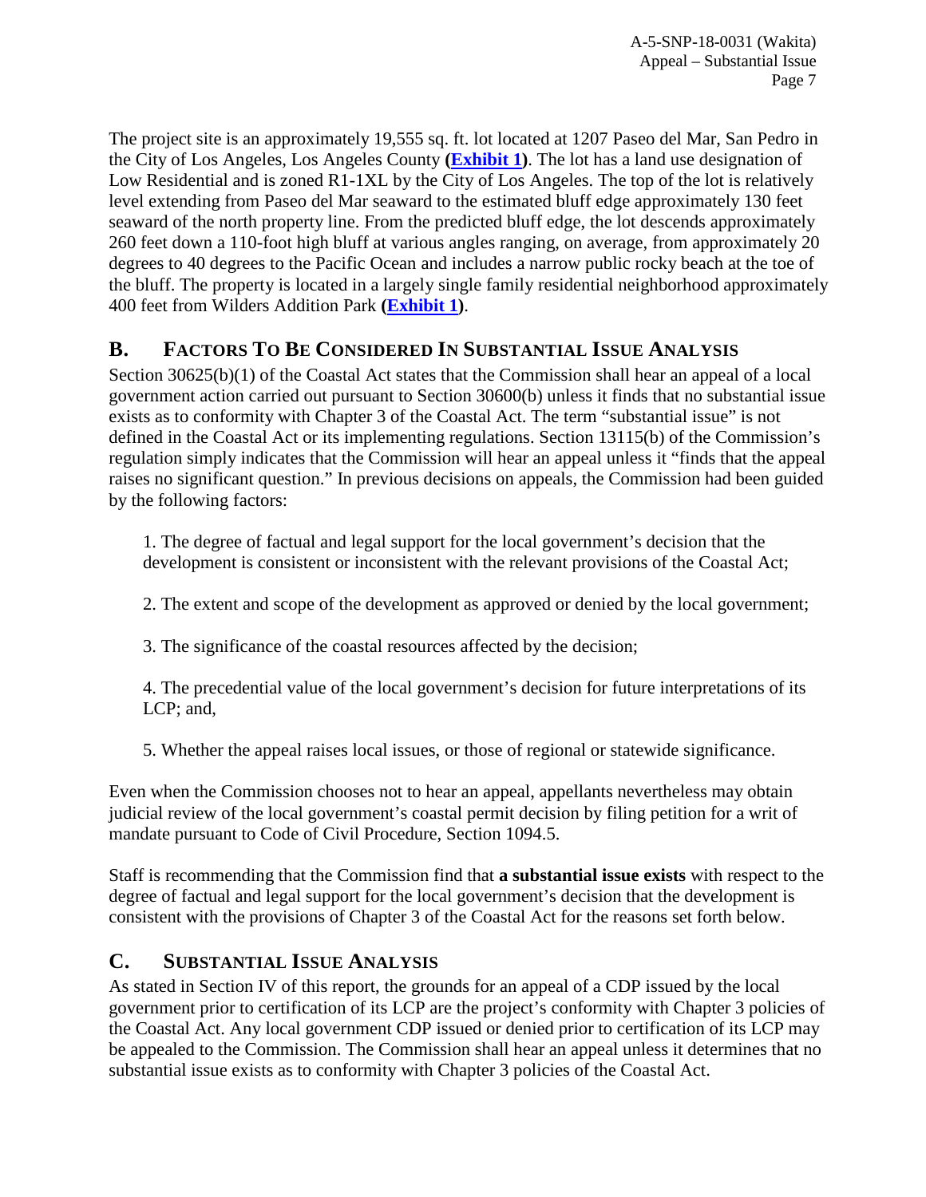The project site is an approximately 19,555 sq. ft. lot located at 1207 Paseo del Mar, San Pedro in the City of Los Angeles, Los Angeles County (**Exhibit 1**). The lot has a land use designation of Low Residential and is zoned R1-1XL by the City of Los Angeles. The top of the lot is relatively level extending from Paseo del Mar seaward to the estimated bluff edge approximately 130 feet seaward of the north property line. From the predicted bluff edge, the lot descends approximately 260 feet down a 110-foot high bluff at various angles ranging, on average, from approximately 20 degrees to 40 degrees to the Pacific Ocean and includes a narrow public rocky beach at the toe of the bluff. The property is located in a largely single family residential neighborhood approximately 400 feet from Wilders Addition Park (**Exhibit 1**).

## B. FACTORS TO BE CONSIDERED IN SUBSTANTIAL ISSUE ANALYSIS

Section 30625(b)(1) of the Coastal Act states that the Commission shall hear an appeal of a local government action carried out pursuant to Section 30600(b) unless it finds that no substantial issue exists as to conformity with Chapter 3 of the Coastal Act. The term "substantial issue" is not defined in the Coastal Act or its implementing regulations. Section 13115(b) of the Commission's regulation simply indicates that the Commission will hear an appeal unless it "finds that the appeal raises no significant question." In previous decisions on appeals, the Commission had been guided by the following factors:

1. The degree of factual and legal support for the local government's decision that the development is consistent or inconsistent with the relevant provisions of the Coastal Act;

2. The extent and scope of the development as approved or denied by the local government;

3. The significance of the coastal resources affected by the decision;

4. The precedential value of the local government's decision for future interpretations of its LCP; and,

5. Whether the appeal raises local issues, or those of regional or statewide significance.

Even when the Commission chooses not to hear an appeal, appellants nevertheless may obtain judicial review of the local government's coastal permit decision by filing petition for a writ of mandate pursuant to Code of Civil Procedure, Section 1094.5.

Staff is recommending that the Commission find that **a substantial issue exists** with respect to the degree of factual and legal support for the local government's decision that the development is consistent with the provisions of Chapter 3 of the Coastal Act for the reasons set forth below.

## C. SUBSTANTIAL ISSUE ANALYSIS

As stated in Section IV of this report, the grounds for an appeal of a CDP issued by the local government prior to certification of its LCP are the project's conformity with Chapter 3 policies of the Coastal Act. Any local government CDP issued or denied prior to certification of its LCP may be appealed to the Commission. The Commission shall hear an appeal unless it determines that no substantial issue exists as to conformity with Chapter 3 policies of the Coastal Act.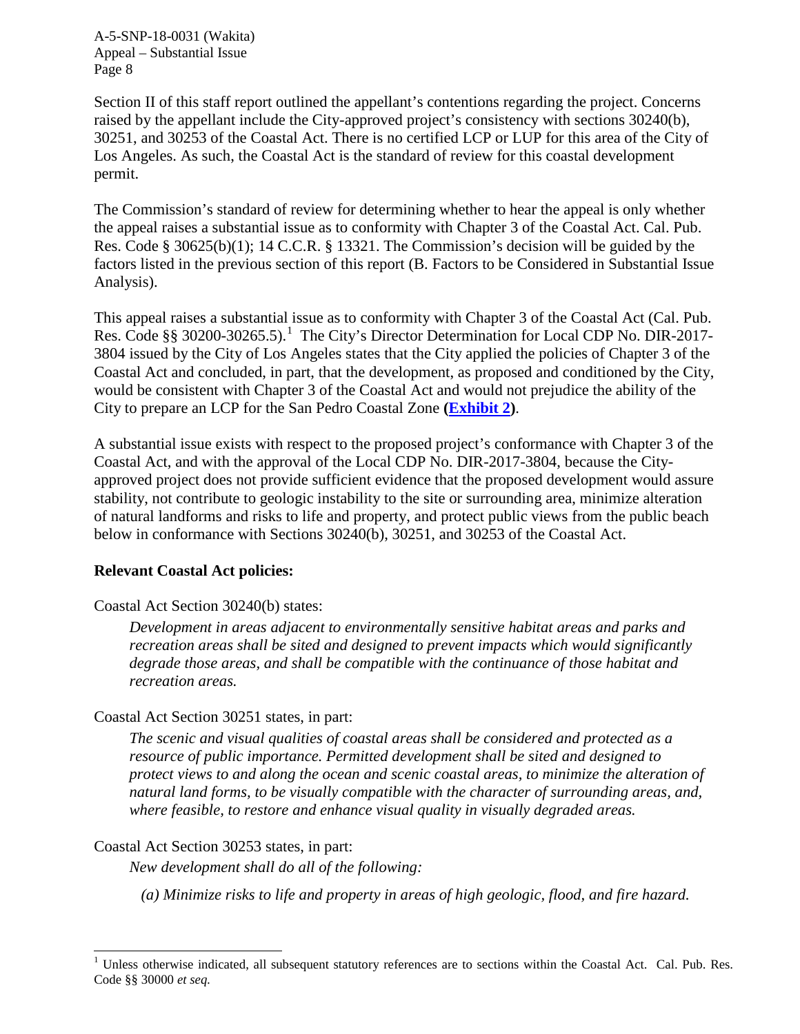Section II of this staff report outlined the appellant's contentions regarding the project. Concerns raised by the appellant include the City-approved project's consistency with sections 30240(b), 30251, and 30253 of the Coastal Act. There is no certified LCP or LUP for this area of the City of Los Angeles. As such, the Coastal Act is the standard of review for this coastal development permit.

The Commission's standard of review for determining whether to hear the appeal is only whether the appeal raises a substantial issue as to conformity with Chapter 3 of the Coastal Act. Cal. Pub. Res. Code § 30625(b)(1); 14 C.C.R. § 13321. The Commission's decision will be guided by the factors listed in the previous section of this report (B. Factors to be Considered in Substantial Issue Analysis).

This appeal raises a substantial issue as to conformity with Chapter 3 of the Coastal Act (Cal. Pub. Res. Code §§ 30200-30265.5).[1] The City's Director Determination for Local CDP No. DIR-2017-3804 issued by the City of Los Angeles states that the City applied the policies of Chapter 3 of the Coastal Act and concluded, in part, that the development, as proposed and conditioned by the City, would be consistent with Chapter 3 of the Coastal Act and would not prejudice the ability of the City to prepare an LCP for the San Pedro Coastal Zone **(Exhibit 2)**.

A substantial issue exists with respect to the proposed project's conformance with Chapter 3 of the Coastal Act, and with the approval of the Local CDP No. DIR-2017-3804, because the City-approved project does not provide sufficient evidence that the proposed development would assure stability, not contribute to geologic instability to the site or surrounding area, minimize alteration of natural landforms and risks to life and property, and protect public views from the public beach below in conformance with Sections 30240(b), 30251, and 30253 of the Coastal Act.

**Relevant Coastal Act policies:**

Coastal Act Section 30240(b) states:

> *Development in areas adjacent to environmentally sensitive habitat areas and parks and recreation areas shall be sited and designed to prevent impacts which would significantly degrade those areas, and shall be compatible with the continuance of those habitat and recreation areas.*

Coastal Act Section 30251 states, in part:

> *The scenic and visual qualities of coastal areas shall be considered and protected as a resource of public importance. Permitted development shall be sited and designed to protect views to and along the ocean and scenic coastal areas, to minimize the alteration of natural land forms, to be visually compatible with the character of surrounding areas, and, where feasible, to restore and enhance visual quality in visually degraded areas.*

Coastal Act Section 30253 states, in part:

> *New development shall do all of the following:*
>
> *(a) Minimize risks to life and property in areas of high geologic, flood, and fire hazard.*

---

[1] Unless otherwise indicated, all subsequent statutory references are to sections within the Coastal Act. Cal. Pub. Res. Code §§ 30000 *et seq.*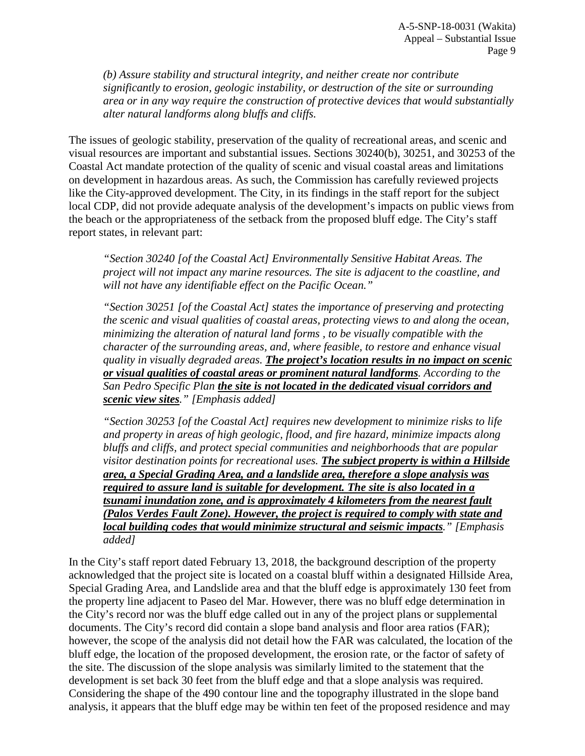*(b) Assure stability and structural integrity, and neither create nor contribute significantly to erosion, geologic instability, or destruction of the site or surrounding area or in any way require the construction of protective devices that would substantially alter natural landforms along bluffs and cliffs.*

The issues of geologic stability, preservation of the quality of recreational areas, and scenic and visual resources are important and substantial issues. Sections 30240(b), 30251, and 30253 of the Coastal Act mandate protection of the quality of scenic and visual coastal areas and limitations on development in hazardous areas. As such, the Commission has carefully reviewed projects like the City-approved development. The City, in its findings in the staff report for the subject local CDP, did not provide adequate analysis of the development's impacts on public views from the beach or the appropriateness of the setback from the proposed bluff edge. The City's staff report states, in relevant part:

*"Section 30240 [of the Coastal Act] Environmentally Sensitive Habitat Areas. The project will not impact any marine resources. The site is adjacent to the coastline, and will not have any identifiable effect on the Pacific Ocean."*

*"Section 30251 [of the Coastal Act] states the importance of preserving and protecting the scenic and visual qualities of coastal areas, protecting views to and along the ocean, minimizing the alteration of natural land forms , to be visually compatible with the character of the surrounding areas, and, where feasible, to restore and enhance visual quality in visually degraded areas. **The project's location results in no impact on scenic or visual qualities of coastal areas or prominent natural landforms**. According to the San Pedro Specific Plan **the site is not located in the dedicated visual corridors and scenic view sites**." [Emphasis added]*

*"Section 30253 [of the Coastal Act] requires new development to minimize risks to life and property in areas of high geologic, flood, and fire hazard, minimize impacts along bluffs and cliffs, and protect special communities and neighborhoods that are popular visitor destination points for recreational uses. **The subject property is within a Hillside area, a Special Grading Area, and a landslide area, therefore a slope analysis was required to assure land is suitable for development. The site is also located in a tsunami inundation zone, and is approximately 4 kilometers from the nearest fault (Palos Verdes Fault Zone). However, the project is required to comply with state and local building codes that would minimize structural and seismic impacts**." [Emphasis added]*

In the City's staff report dated February 13, 2018, the background description of the property acknowledged that the project site is located on a coastal bluff within a designated Hillside Area, Special Grading Area, and Landslide area and that the bluff edge is approximately 130 feet from the property line adjacent to Paseo del Mar. However, there was no bluff edge determination in the City's record nor was the bluff edge called out in any of the project plans or supplemental documents. The City's record did contain a slope band analysis and floor area ratios (FAR); however, the scope of the analysis did not detail how the FAR was calculated, the location of the bluff edge, the location of the proposed development, the erosion rate, or the factor of safety of the site. The discussion of the slope analysis was similarly limited to the statement that the development is set back 30 feet from the bluff edge and that a slope analysis was required. Considering the shape of the 490 contour line and the topography illustrated in the slope band analysis, it appears that the bluff edge may be within ten feet of the proposed residence and may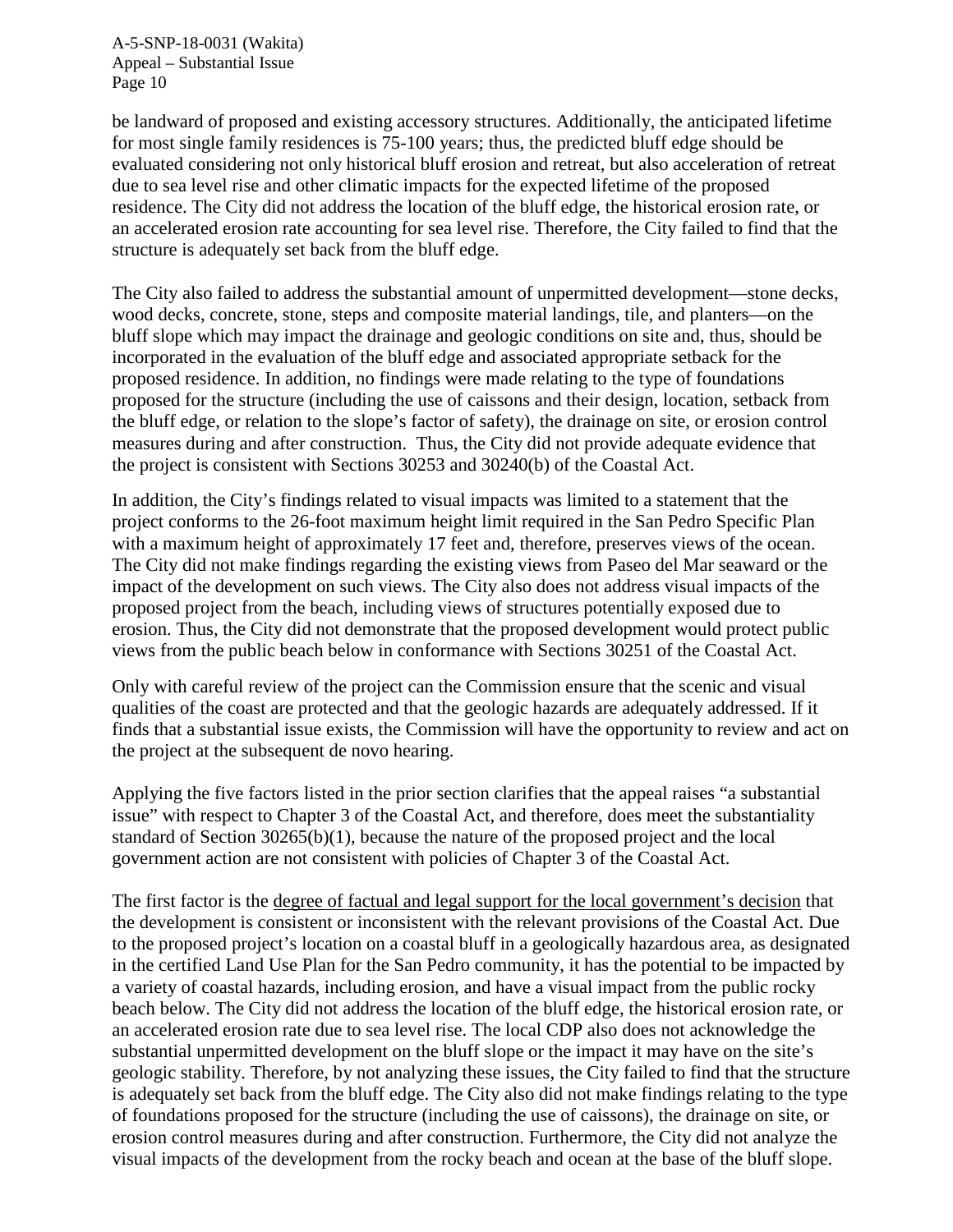be landward of proposed and existing accessory structures. Additionally, the anticipated lifetime for most single family residences is 75-100 years; thus, the predicted bluff edge should be evaluated considering not only historical bluff erosion and retreat, but also acceleration of retreat due to sea level rise and other climatic impacts for the expected lifetime of the proposed residence. The City did not address the location of the bluff edge, the historical erosion rate, or an accelerated erosion rate accounting for sea level rise. Therefore, the City failed to find that the structure is adequately set back from the bluff edge.

The City also failed to address the substantial amount of unpermitted development—stone decks, wood decks, concrete, stone, steps and composite material landings, tile, and planters—on the bluff slope which may impact the drainage and geologic conditions on site and, thus, should be incorporated in the evaluation of the bluff edge and associated appropriate setback for the proposed residence. In addition, no findings were made relating to the type of foundations proposed for the structure (including the use of caissons and their design, location, setback from the bluff edge, or relation to the slope's factor of safety), the drainage on site, or erosion control measures during and after construction. Thus, the City did not provide adequate evidence that the project is consistent with Sections 30253 and 30240(b) of the Coastal Act.

In addition, the City's findings related to visual impacts was limited to a statement that the project conforms to the 26-foot maximum height limit required in the San Pedro Specific Plan with a maximum height of approximately 17 feet and, therefore, preserves views of the ocean. The City did not make findings regarding the existing views from Paseo del Mar seaward or the impact of the development on such views. The City also does not address visual impacts of the proposed project from the beach, including views of structures potentially exposed due to erosion. Thus, the City did not demonstrate that the proposed development would protect public views from the public beach below in conformance with Sections 30251 of the Coastal Act.

Only with careful review of the project can the Commission ensure that the scenic and visual qualities of the coast are protected and that the geologic hazards are adequately addressed. If it finds that a substantial issue exists, the Commission will have the opportunity to review and act on the project at the subsequent de novo hearing.

Applying the five factors listed in the prior section clarifies that the appeal raises "a substantial issue" with respect to Chapter 3 of the Coastal Act, and therefore, does meet the substantiality standard of Section 30265(b)(1), because the nature of the proposed project and the local government action are not consistent with policies of Chapter 3 of the Coastal Act.

The first factor is the <u>degree of factual and legal support for the local government's decision</u> that the development is consistent or inconsistent with the relevant provisions of the Coastal Act. Due to the proposed project's location on a coastal bluff in a geologically hazardous area, as designated in the certified Land Use Plan for the San Pedro community, it has the potential to be impacted by a variety of coastal hazards, including erosion, and have a visual impact from the public rocky beach below. The City did not address the location of the bluff edge, the historical erosion rate, or an accelerated erosion rate due to sea level rise. The local CDP also does not acknowledge the substantial unpermitted development on the bluff slope or the impact it may have on the site's geologic stability. Therefore, by not analyzing these issues, the City failed to find that the structure is adequately set back from the bluff edge. The City also did not make findings relating to the type of foundations proposed for the structure (including the use of caissons), the drainage on site, or erosion control measures during and after construction. Furthermore, the City did not analyze the visual impacts of the development from the rocky beach and ocean at the base of the bluff slope.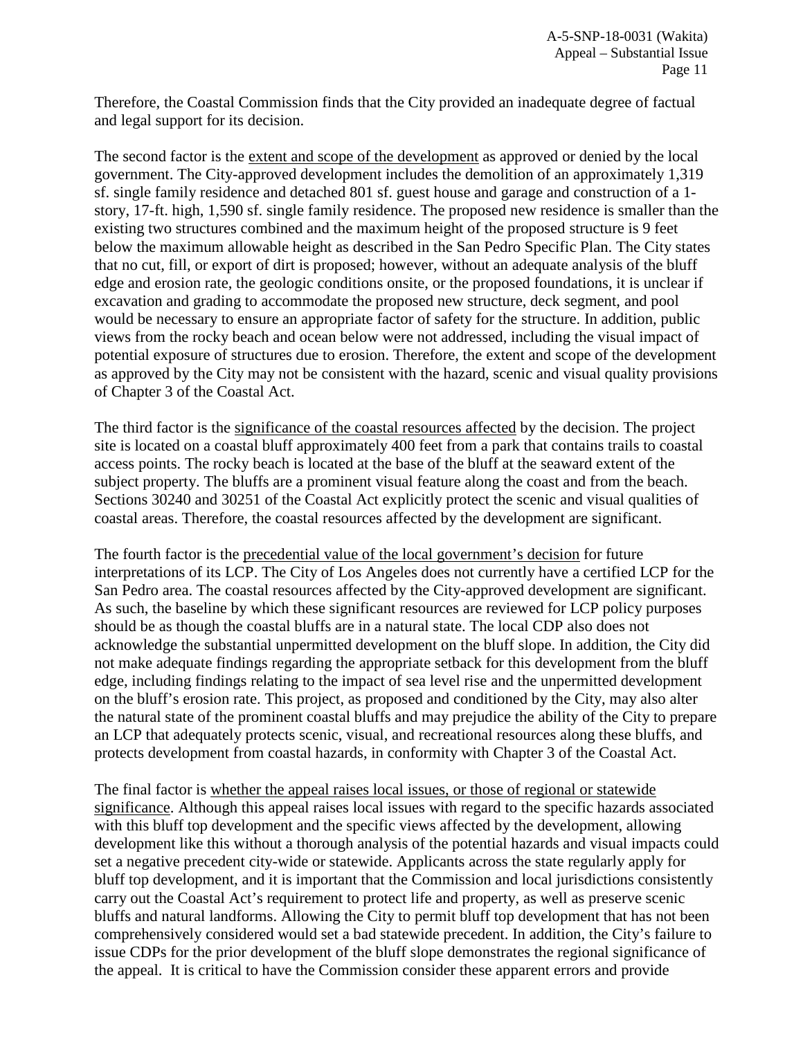Therefore, the Coastal Commission finds that the City provided an inadequate degree of factual and legal support for its decision.

The second factor is the <u>extent and scope of the development</u> as approved or denied by the local government. The City-approved development includes the demolition of an approximately 1,319 sf. single family residence and detached 801 sf. guest house and garage and construction of a 1-story, 17-ft. high, 1,590 sf. single family residence. The proposed new residence is smaller than the existing two structures combined and the maximum height of the proposed structure is 9 feet below the maximum allowable height as described in the San Pedro Specific Plan. The City states that no cut, fill, or export of dirt is proposed; however, without an adequate analysis of the bluff edge and erosion rate, the geologic conditions onsite, or the proposed foundations, it is unclear if excavation and grading to accommodate the proposed new structure, deck segment, and pool would be necessary to ensure an appropriate factor of safety for the structure. In addition, public views from the rocky beach and ocean below were not addressed, including the visual impact of potential exposure of structures due to erosion. Therefore, the extent and scope of the development as approved by the City may not be consistent with the hazard, scenic and visual quality provisions of Chapter 3 of the Coastal Act.

The third factor is the <u>significance of the coastal resources affected</u> by the decision. The project site is located on a coastal bluff approximately 400 feet from a park that contains trails to coastal access points. The rocky beach is located at the base of the bluff at the seaward extent of the subject property. The bluffs are a prominent visual feature along the coast and from the beach. Sections 30240 and 30251 of the Coastal Act explicitly protect the scenic and visual qualities of coastal areas. Therefore, the coastal resources affected by the development are significant.

The fourth factor is the <u>precedential value of the local government's decision</u> for future interpretations of its LCP. The City of Los Angeles does not currently have a certified LCP for the San Pedro area. The coastal resources affected by the City-approved development are significant. As such, the baseline by which these significant resources are reviewed for LCP policy purposes should be as though the coastal bluffs are in a natural state. The local CDP also does not acknowledge the substantial unpermitted development on the bluff slope. In addition, the City did not make adequate findings regarding the appropriate setback for this development from the bluff edge, including findings relating to the impact of sea level rise and the unpermitted development on the bluff's erosion rate. This project, as proposed and conditioned by the City, may also alter the natural state of the prominent coastal bluffs and may prejudice the ability of the City to prepare an LCP that adequately protects scenic, visual, and recreational resources along these bluffs, and protects development from coastal hazards, in conformity with Chapter 3 of the Coastal Act.

The final factor is <u>whether the appeal raises local issues, or those of regional or statewide significance</u>. Although this appeal raises local issues with regard to the specific hazards associated with this bluff top development and the specific views affected by the development, allowing development like this without a thorough analysis of the potential hazards and visual impacts could set a negative precedent city-wide or statewide. Applicants across the state regularly apply for bluff top development, and it is important that the Commission and local jurisdictions consistently carry out the Coastal Act's requirement to protect life and property, as well as preserve scenic bluffs and natural landforms. Allowing the City to permit bluff top development that has not been comprehensively considered would set a bad statewide precedent. In addition, the City's failure to issue CDPs for the prior development of the bluff slope demonstrates the regional significance of the appeal. It is critical to have the Commission consider these apparent errors and provide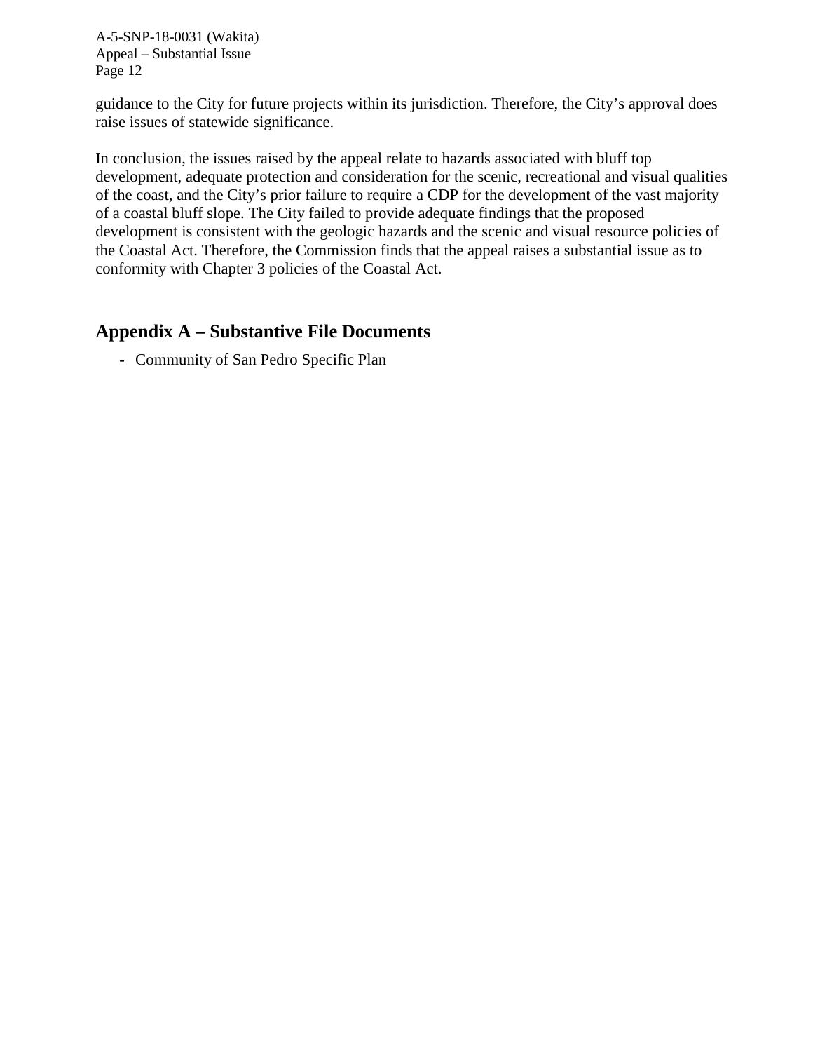guidance to the City for future projects within its jurisdiction. Therefore, the City's approval does raise issues of statewide significance.

In conclusion, the issues raised by the appeal relate to hazards associated with bluff top development, adequate protection and consideration for the scenic, recreational and visual qualities of the coast, and the City's prior failure to require a CDP for the development of the vast majority of a coastal bluff slope. The City failed to provide adequate findings that the proposed development is consistent with the geologic hazards and the scenic and visual resource policies of the Coastal Act. Therefore, the Commission finds that the appeal raises a substantial issue as to conformity with Chapter 3 policies of the Coastal Act.

## Appendix A – Substantive File Documents

- Community of San Pedro Specific Plan